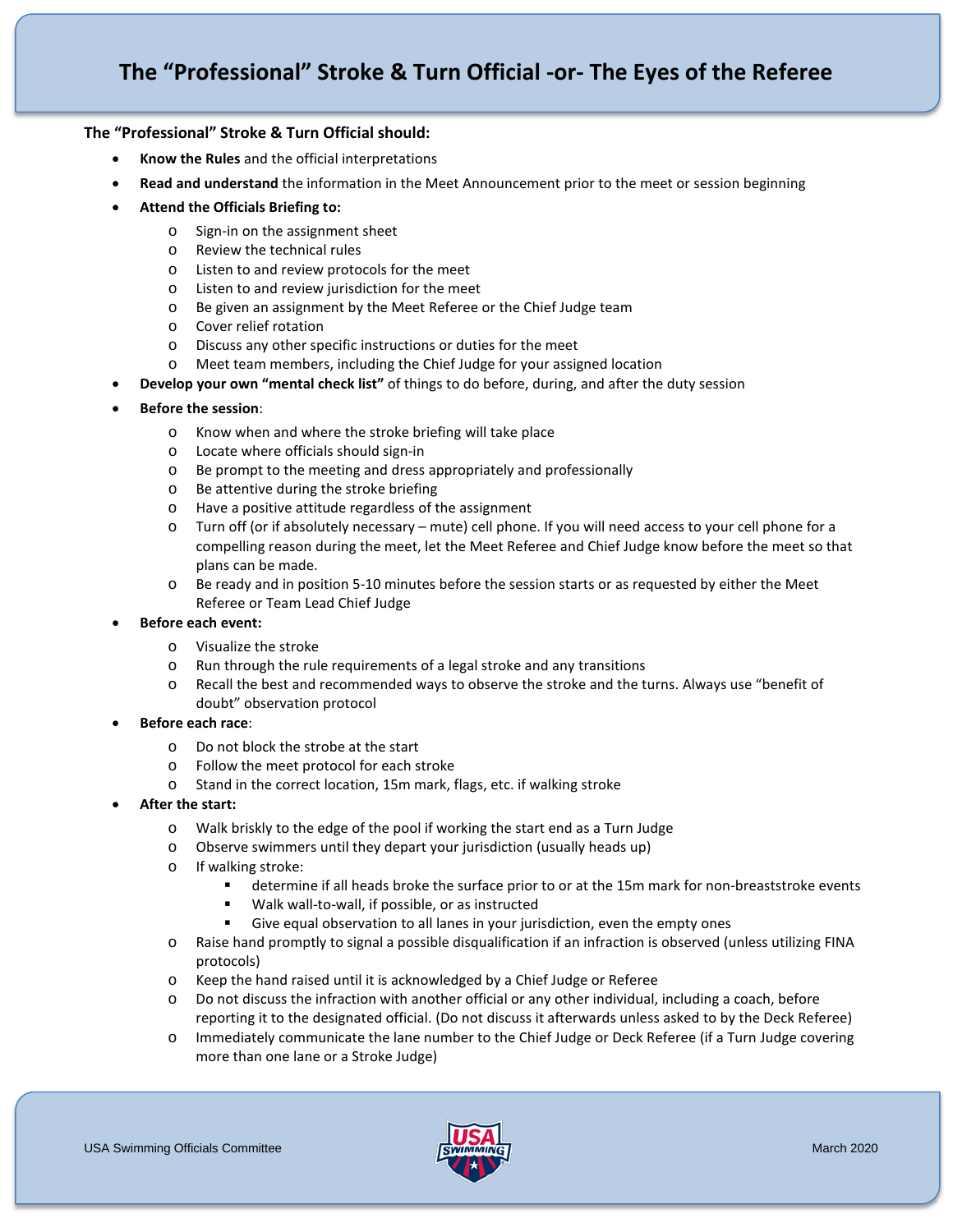# The "Professional" Stroke & Turn Official -or- The Eyes of the Referee

**The "Professional" Stroke & Turn Official should:**

- **Know the Rules** and the official interpretations
- **Read and understand** the information in the Meet Announcement prior to the meet or session beginning
- **Attend the Officials Briefing to:**
  - Sign-in on the assignment sheet
  - Review the technical rules
  - Listen to and review protocols for the meet
  - Listen to and review jurisdiction for the meet
  - Be given an assignment by the Meet Referee or the Chief Judge team
  - Cover relief rotation
  - Discuss any other specific instructions or duties for the meet
  - Meet team members, including the Chief Judge for your assigned location
- **Develop your own "mental check list"** of things to do before, during, and after the duty session
- **Before the session**:
  - Know when and where the stroke briefing will take place
  - Locate where officials should sign-in
  - Be prompt to the meeting and dress appropriately and professionally
  - Be attentive during the stroke briefing
  - Have a positive attitude regardless of the assignment
  - Turn off (or if absolutely necessary – mute) cell phone. If you will need access to your cell phone for a compelling reason during the meet, let the Meet Referee and Chief Judge know before the meet so that plans can be made.
  - Be ready and in position 5-10 minutes before the session starts or as requested by either the Meet Referee or Team Lead Chief Judge
- **Before each event:**
  - Visualize the stroke
  - Run through the rule requirements of a legal stroke and any transitions
  - Recall the best and recommended ways to observe the stroke and the turns. Always use "benefit of doubt" observation protocol
- **Before each race**:
  - Do not block the strobe at the start
  - Follow the meet protocol for each stroke
  - Stand in the correct location, 15m mark, flags, etc. if walking stroke
- **After the start:**
  - Walk briskly to the edge of the pool if working the start end as a Turn Judge
  - Observe swimmers until they depart your jurisdiction (usually heads up)
  - If walking stroke:
    - determine if all heads broke the surface prior to or at the 15m mark for non-breaststroke events
    - Walk wall-to-wall, if possible, or as instructed
    - Give equal observation to all lanes in your jurisdiction, even the empty ones
  - Raise hand promptly to signal a possible disqualification if an infraction is observed (unless utilizing FINA protocols)
  - Keep the hand raised until it is acknowledged by a Chief Judge or Referee
  - Do not discuss the infraction with another official or any other individual, including a coach, before reporting it to the designated official. (Do not discuss it afterwards unless asked to by the Deck Referee)
  - Immediately communicate the lane number to the Chief Judge or Deck Referee (if a Turn Judge covering more than one lane or a Stroke Judge)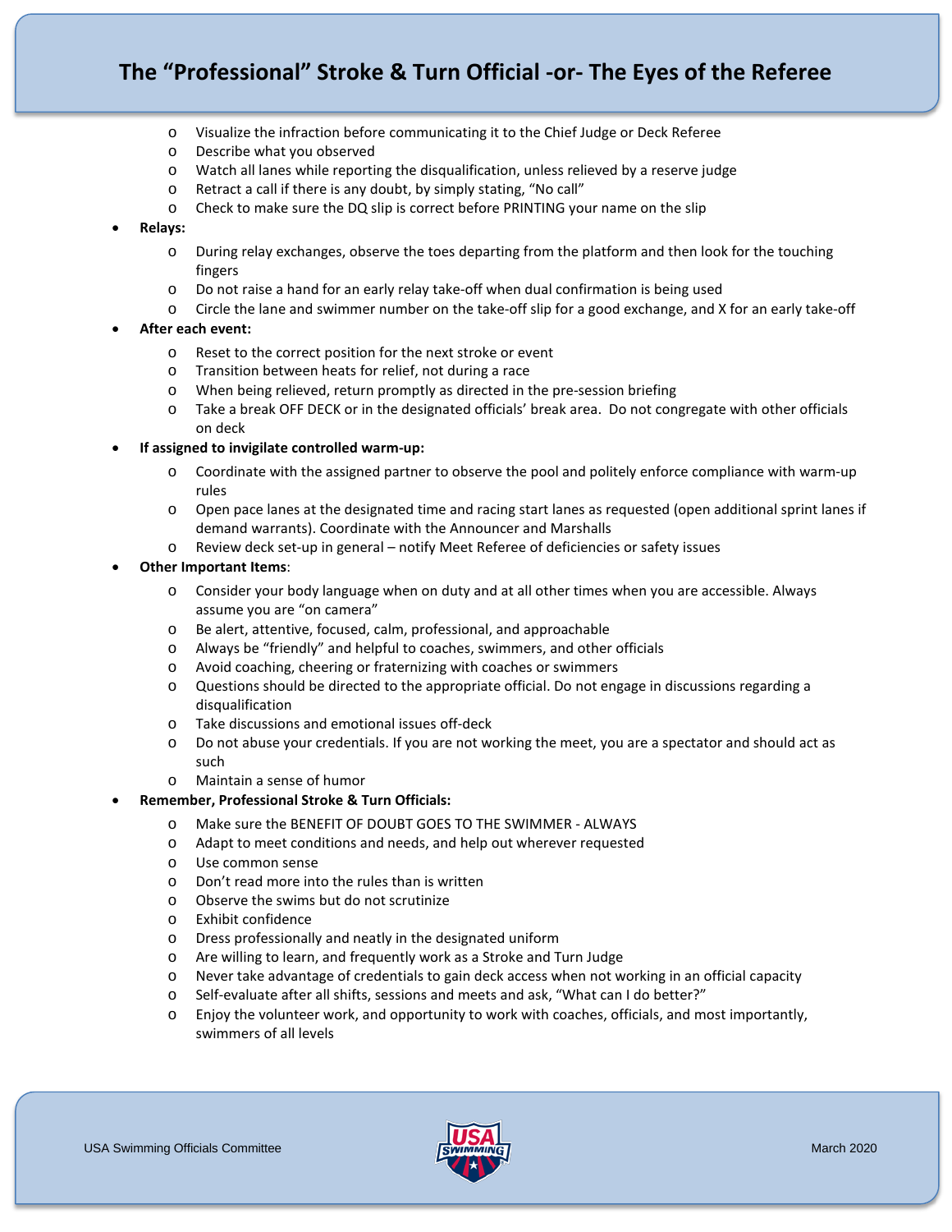- Visualize the infraction before communicating it to the Chief Judge or Deck Referee
- Describe what you observed
- Watch all lanes while reporting the disqualification, unless relieved by a reserve judge
- Retract a call if there is any doubt, by simply stating, "No call"
- Check to make sure the DQ slip is correct before PRINTING your name on the slip

- **Relays:**
  - During relay exchanges, observe the toes departing from the platform and then look for the touching fingers
  - Do not raise a hand for an early relay take-off when dual confirmation is being used
  - Circle the lane and swimmer number on the take-off slip for a good exchange, and X for an early take-off
- **After each event:**
  - Reset to the correct position for the next stroke or event
  - Transition between heats for relief, not during a race
  - When being relieved, return promptly as directed in the pre-session briefing
  - Take a break OFF DECK or in the designated officials' break area. Do not congregate with other officials on deck
- **If assigned to invigilate controlled warm-up:**
  - Coordinate with the assigned partner to observe the pool and politely enforce compliance with warm-up rules
  - Open pace lanes at the designated time and racing start lanes as requested (open additional sprint lanes if demand warrants). Coordinate with the Announcer and Marshalls
  - Review deck set-up in general – notify Meet Referee of deficiencies or safety issues
- **Other Important Items**:
  - Consider your body language when on duty and at all other times when you are accessible. Always assume you are "on camera"
  - Be alert, attentive, focused, calm, professional, and approachable
  - Always be "friendly" and helpful to coaches, swimmers, and other officials
  - Avoid coaching, cheering or fraternizing with coaches or swimmers
  - Questions should be directed to the appropriate official. Do not engage in discussions regarding a disqualification
  - Take discussions and emotional issues off-deck
  - Do not abuse your credentials. If you are not working the meet, you are a spectator and should act as such
  - Maintain a sense of humor
- **Remember, Professional Stroke & Turn Officials:**
  - Make sure the BENEFIT OF DOUBT GOES TO THE SWIMMER - ALWAYS
  - Adapt to meet conditions and needs, and help out wherever requested
  - Use common sense
  - Don't read more into the rules than is written
  - Observe the swims but do not scrutinize
  - Exhibit confidence
  - Dress professionally and neatly in the designated uniform
  - Are willing to learn, and frequently work as a Stroke and Turn Judge
  - Never take advantage of credentials to gain deck access when not working in an official capacity
  - Self-evaluate after all shifts, sessions and meets and ask, "What can I do better?"
  - Enjoy the volunteer work, and opportunity to work with coaches, officials, and most importantly, swimmers of all levels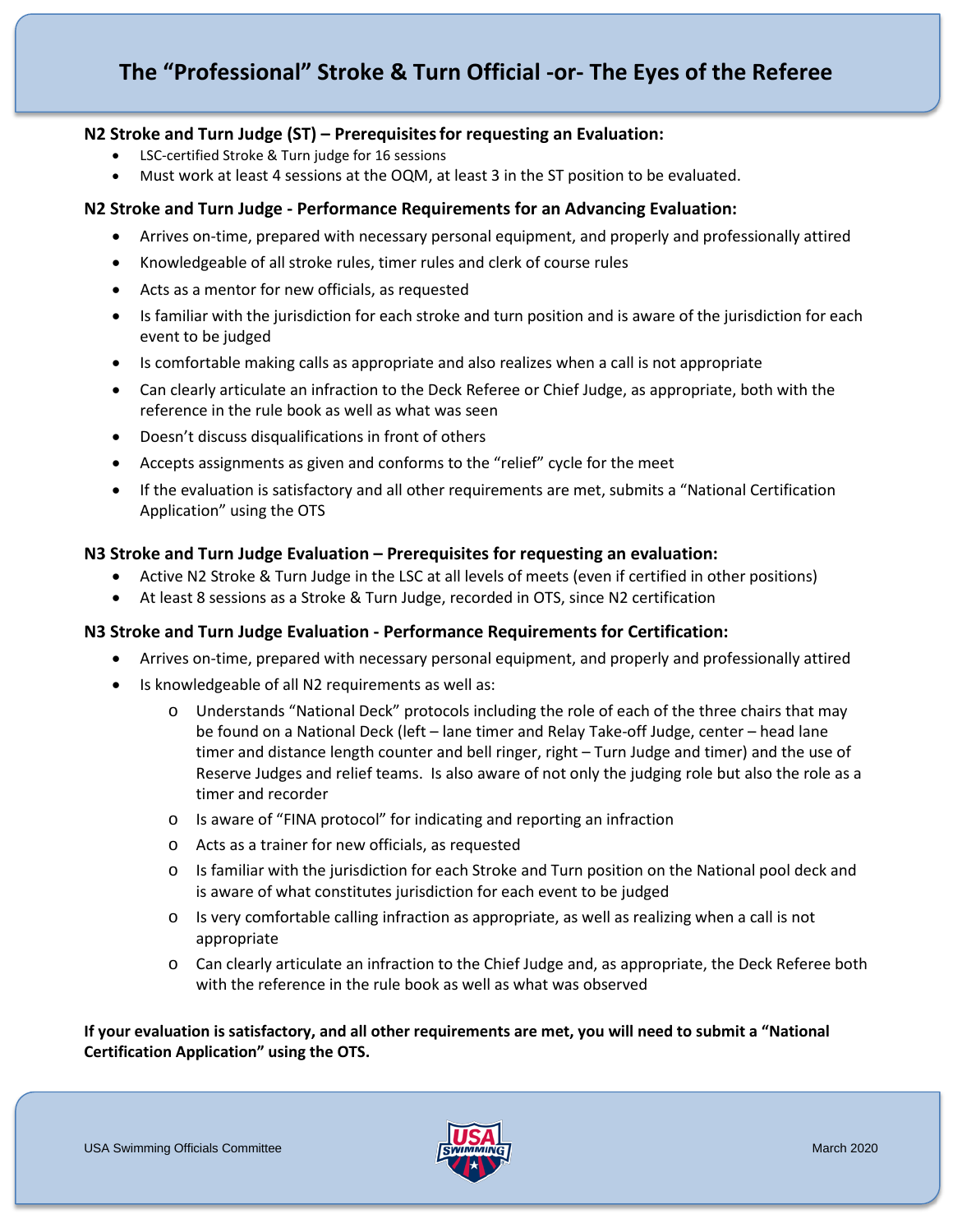# The "Professional" Stroke & Turn Official -or- The Eyes of the Referee

**N2 Stroke and Turn Judge (ST) – Prerequisites for requesting an Evaluation:**

- LSC-certified Stroke & Turn judge for 16 sessions
- Must work at least 4 sessions at the OQM, at least 3 in the ST position to be evaluated.

**N2 Stroke and Turn Judge - Performance Requirements for an Advancing Evaluation:**

- Arrives on-time, prepared with necessary personal equipment, and properly and professionally attired
- Knowledgeable of all stroke rules, timer rules and clerk of course rules
- Acts as a mentor for new officials, as requested
- Is familiar with the jurisdiction for each stroke and turn position and is aware of the jurisdiction for each event to be judged
- Is comfortable making calls as appropriate and also realizes when a call is not appropriate
- Can clearly articulate an infraction to the Deck Referee or Chief Judge, as appropriate, both with the reference in the rule book as well as what was seen
- Doesn't discuss disqualifications in front of others
- Accepts assignments as given and conforms to the "relief" cycle for the meet
- If the evaluation is satisfactory and all other requirements are met, submits a "National Certification Application" using the OTS

**N3 Stroke and Turn Judge Evaluation – Prerequisites for requesting an evaluation:**

- Active N2 Stroke & Turn Judge in the LSC at all levels of meets (even if certified in other positions)
- At least 8 sessions as a Stroke & Turn Judge, recorded in OTS, since N2 certification

**N3 Stroke and Turn Judge Evaluation - Performance Requirements for Certification:**

- Arrives on-time, prepared with necessary personal equipment, and properly and professionally attired
- Is knowledgeable of all N2 requirements as well as:
  - Understands "National Deck" protocols including the role of each of the three chairs that may be found on a National Deck (left – lane timer and Relay Take-off Judge, center – head lane timer and distance length counter and bell ringer, right – Turn Judge and timer) and the use of Reserve Judges and relief teams. Is also aware of not only the judging role but also the role as a timer and recorder
  - Is aware of "FINA protocol" for indicating and reporting an infraction
  - Acts as a trainer for new officials, as requested
  - Is familiar with the jurisdiction for each Stroke and Turn position on the National pool deck and is aware of what constitutes jurisdiction for each event to be judged
  - Is very comfortable calling infraction as appropriate, as well as realizing when a call is not appropriate
  - Can clearly articulate an infraction to the Chief Judge and, as appropriate, the Deck Referee both with the reference in the rule book as well as what was observed

**If your evaluation is satisfactory, and all other requirements are met, you will need to submit a "National Certification Application" using the OTS.**